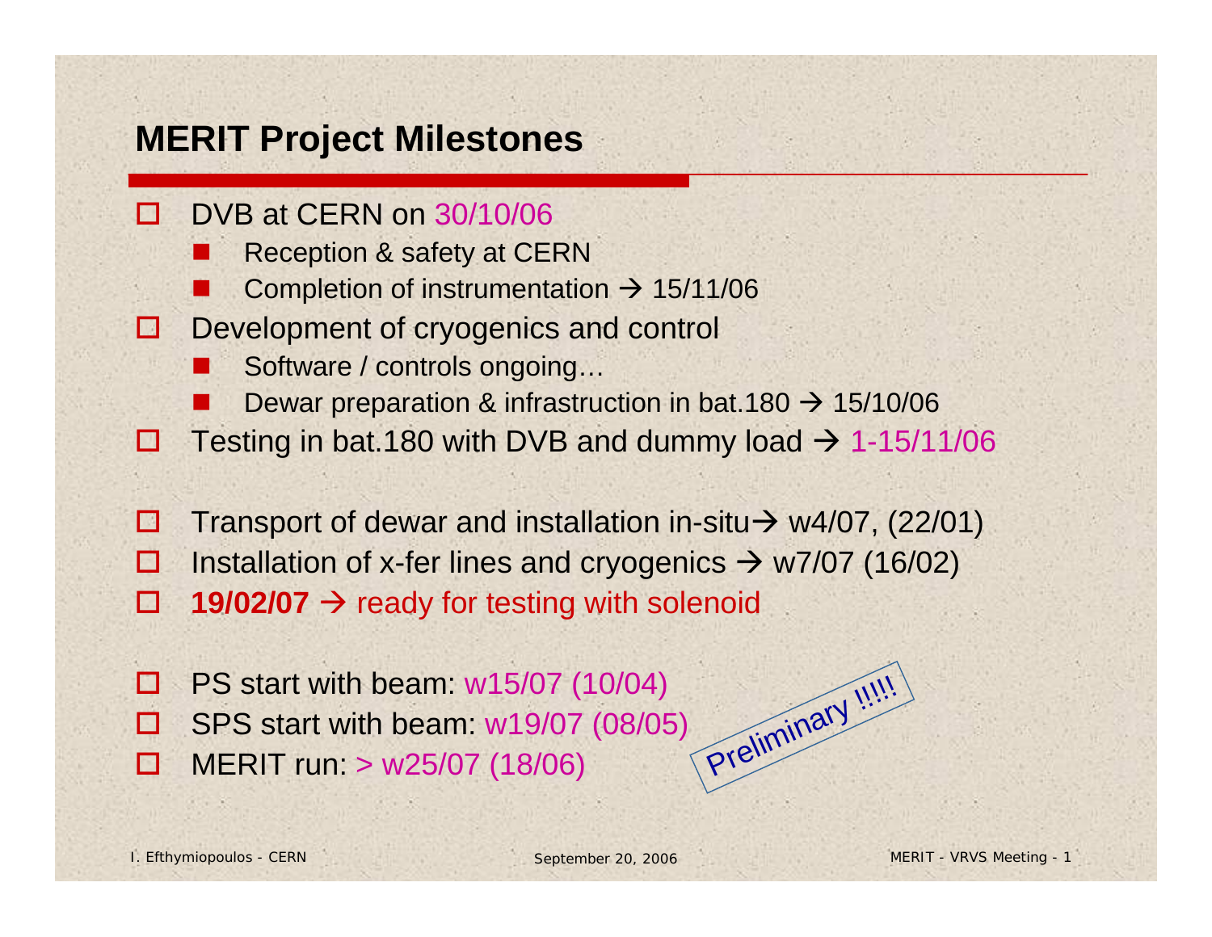## MERIT Project Milestones

- DVB at CERN on 30/10/06
  - Reception & safety at CERN
  - Completion of instrumentation → 15/11/06
- Development of cryogenics and control
  - Software / controls ongoing…
  - Dewar preparation & infrastruction in bat.180 → 15/10/06
- Testing in bat.180 with DVB and dummy load → 1-15/11/06

- Transport of dewar and installation in-situ→ w4/07, (22/01)
- Installation of x-fer lines and cryogenics → w7/07 (16/02)
- **19/02/07** → ready for testing with solenoid

- PS start with beam: w15/07 (10/04)
- SPS start with beam: w19/07 (08/05)
- MERIT run: > w25/07 (18/06)

Preliminary !!!!!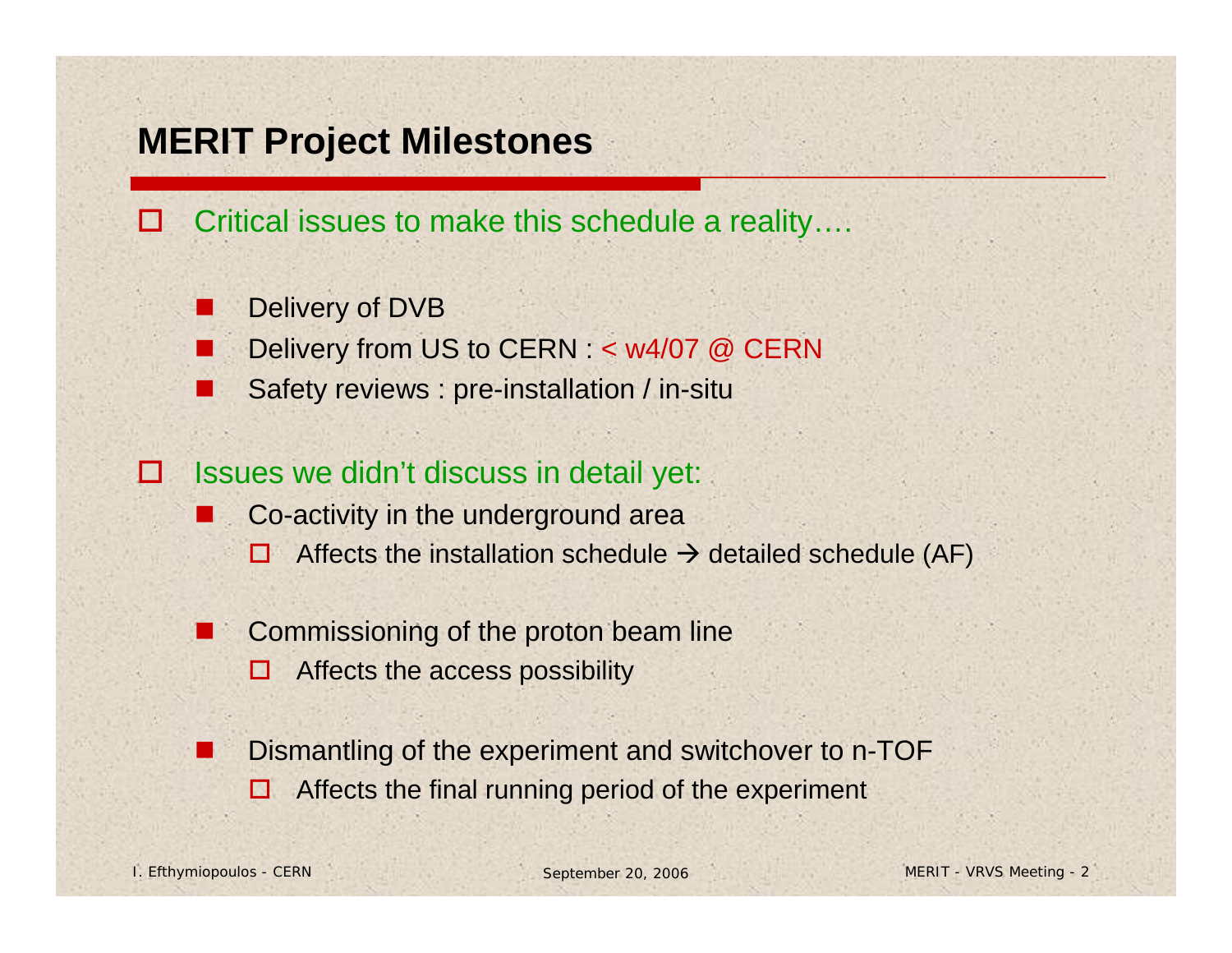## MERIT Project Milestones

- Critical issues to make this schedule a reality….
  - Delivery of DVB
  - Delivery from US to CERN : < w4/07 @ CERN
  - Safety reviews : pre-installation / in-situ

- Issues we didn't discuss in detail yet:
  - Co-activity in the underground area
    - Affects the installation schedule → detailed schedule (AF)
  - Commissioning of the proton beam line
    - Affects the access possibility
  - Dismantling of the experiment and switchover to n-TOF
    - Affects the final running period of the experiment